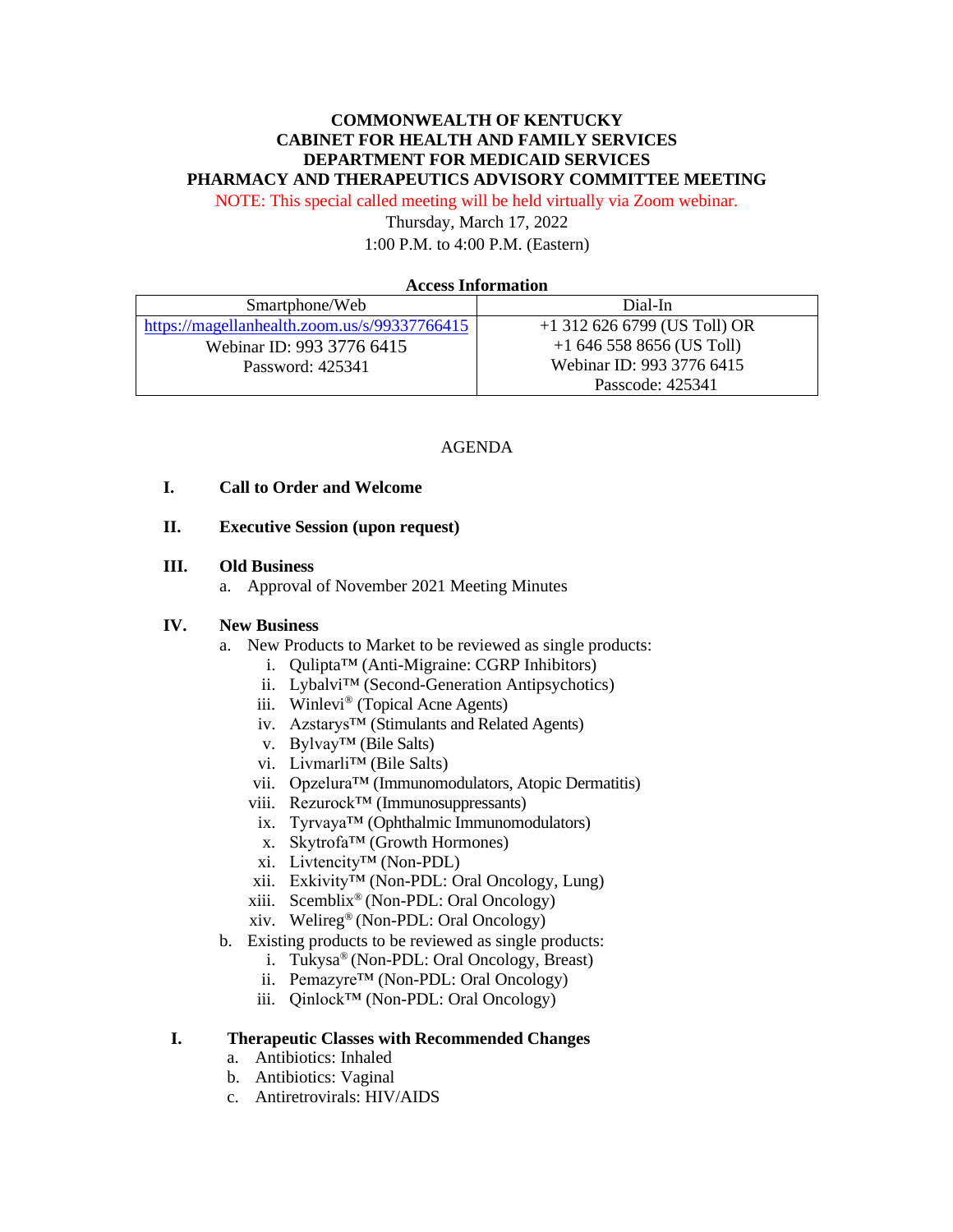**COMMONWEALTH OF KENTUCKY**
**CABINET FOR HEALTH AND FAMILY SERVICES**
**DEPARTMENT FOR MEDICAID SERVICES**
**PHARMACY AND THERAPEUTICS ADVISORY COMMITTEE MEETING**

NOTE: This special called meeting will be held virtually via Zoom webinar.

Thursday, March 17, 2022

1:00 P.M. to 4:00 P.M. (Eastern)

**Access Information**

| Smartphone/Web | Dial-In |
|---|---|
| https://magellanhealth.zoom.us/s/99337766415<br>Webinar ID: 993 3776 6415<br>Password: 425341 | +1 312 626 6799 (US Toll) OR<br>+1 646 558 8656 (US Toll)<br>Webinar ID: 993 3776 6415<br>Passcode: 425341 |

AGENDA

**I. Call to Order and Welcome**

**II. Executive Session (upon request)**

**III. Old Business**

a. Approval of November 2021 Meeting Minutes

**IV. New Business**

a. New Products to Market to be reviewed as single products:
   - i. Qulipta™ (Anti-Migraine: CGRP Inhibitors)
   - ii. Lybalvi™ (Second-Generation Antipsychotics)
   - iii. Winlevi® (Topical Acne Agents)
   - iv. Azstarys™ (Stimulants and Related Agents)
   - v. Bylvay™ (Bile Salts)
   - vi. Livmarli™ (Bile Salts)
   - vii. Opzelura™ (Immunomodulators, Atopic Dermatitis)
   - viii. Rezurock™ (Immunosuppressants)
   - ix. Tyrvaya™ (Ophthalmic Immunomodulators)
   - x. Skytrofa™ (Growth Hormones)
   - xi. Livtencity™ (Non-PDL)
   - xii. Exkivity™ (Non-PDL: Oral Oncology, Lung)
   - xiii. Scemblix® (Non-PDL: Oral Oncology)
   - xiv. Welireg® (Non-PDL: Oral Oncology)

b. Existing products to be reviewed as single products:
   - i. Tukysa® (Non-PDL: Oral Oncology, Breast)
   - ii. Pemazyre™ (Non-PDL: Oral Oncology)
   - iii. Qinlock™ (Non-PDL: Oral Oncology)

**I. Therapeutic Classes with Recommended Changes**

a. Antibiotics: Inhaled
b. Antibiotics: Vaginal
c. Antiretrovirals: HIV/AIDS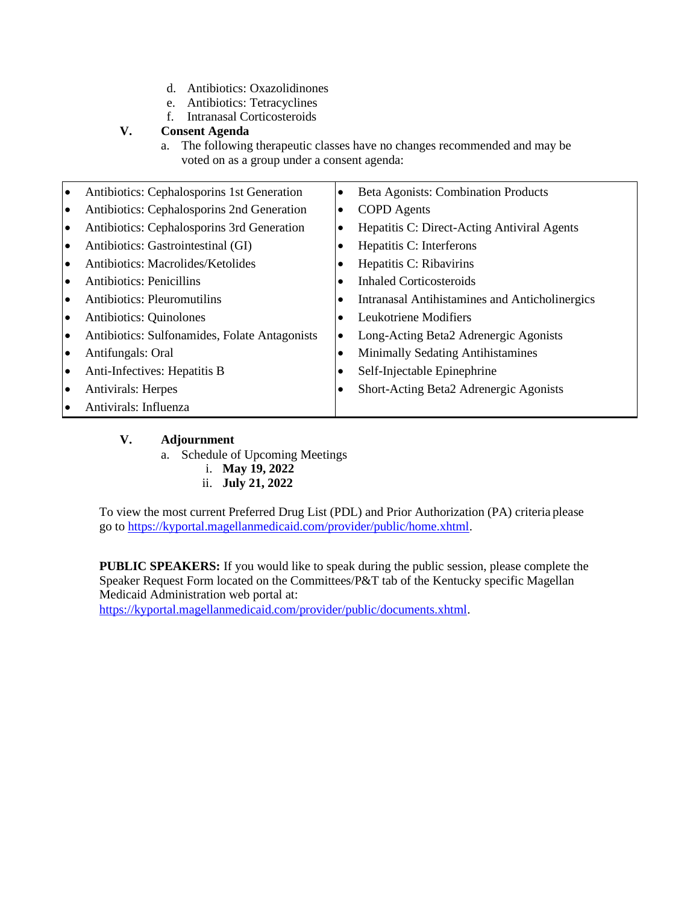d. Antibiotics: Oxazolidinones
e. Antibiotics: Tetracyclines
f. Intranasal Corticosteroids

**V. Consent Agenda**

a. The following therapeutic classes have no changes recommended and may be voted on as a group under a consent agenda:

| | |
|---|---|
| • Antibiotics: Cephalosporins 1st Generation | • Beta Agonists: Combination Products |
| • Antibiotics: Cephalosporins 2nd Generation | • COPD Agents |
| • Antibiotics: Cephalosporins 3rd Generation | • Hepatitis C: Direct-Acting Antiviral Agents |
| • Antibiotics: Gastrointestinal (GI) | • Hepatitis C: Interferons |
| • Antibiotics: Macrolides/Ketolides | • Hepatitis C: Ribavirins |
| • Antibiotics: Penicillins | • Inhaled Corticosteroids |
| • Antibiotics: Pleuromutilins | • Intranasal Antihistamines and Anticholinergics |
| • Antibiotics: Quinolones | • Leukotriene Modifiers |
| • Antibiotics: Sulfonamides, Folate Antagonists | • Long-Acting Beta2 Adrenergic Agonists |
| • Antifungals: Oral | • Minimally Sedating Antihistamines |
| • Anti-Infectives: Hepatitis B | • Self-Injectable Epinephrine |
| • Antivirals: Herpes | • Short-Acting Beta2 Adrenergic Agonists |
| • Antivirals: Influenza | |

**V. Adjournment**

a. Schedule of Upcoming Meetings
   i. **May 19, 2022**
   ii. **July 21, 2022**

To view the most current Preferred Drug List (PDL) and Prior Authorization (PA) criteria please go to https://kyportal.magellanmedicaid.com/provider/public/home.xhtml.

**PUBLIC SPEAKERS:** If you would like to speak during the public session, please complete the Speaker Request Form located on the Committees/P&T tab of the Kentucky specific Magellan Medicaid Administration web portal at: https://kyportal.magellanmedicaid.com/provider/public/documents.xhtml.